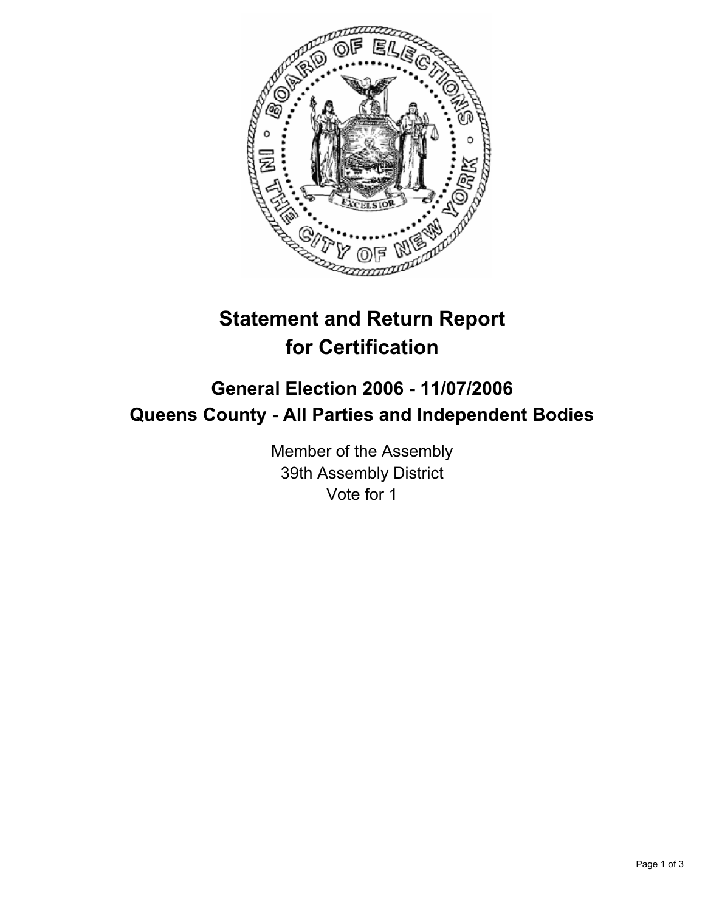# Statement and Return Report for Certification

## General Election 2006 - 11/07/2006
## Queens County - All Parties and Independent Bodies

Member of the Assembly
39th Assembly District
Vote for 1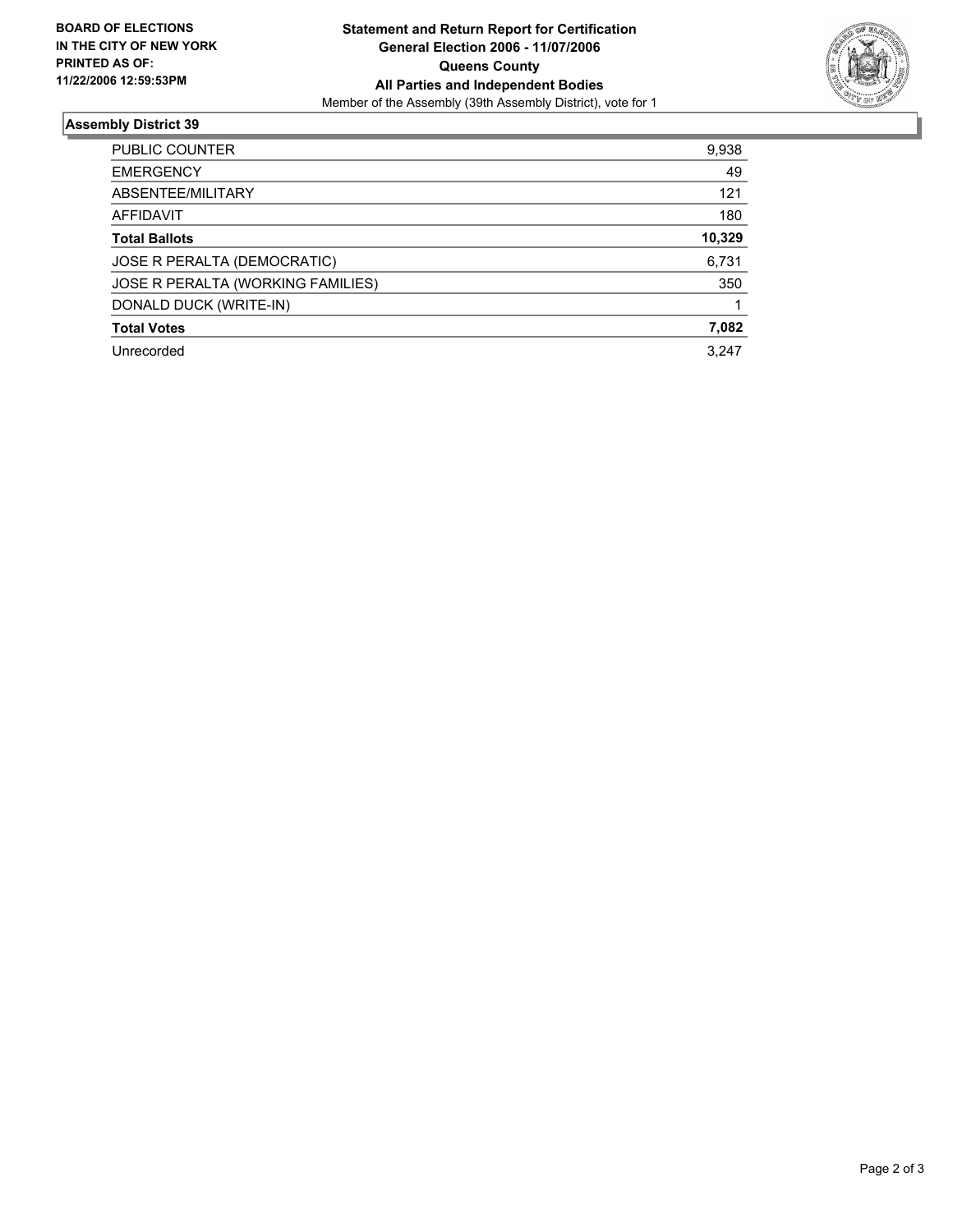**BOARD OF ELECTIONS IN THE CITY OF NEW YORK PRINTED AS OF: 11/22/2006 12:59:53PM**

**Statement and Return Report for Certification**
**General Election 2006 - 11/07/2006**
**Queens County**
**All Parties and Independent Bodies**
Member of the Assembly (39th Assembly District), vote for 1

## Assembly District 39

| | |
|---|---|
| PUBLIC COUNTER | 9,938 |
| EMERGENCY | 49 |
| ABSENTEE/MILITARY | 121 |
| AFFIDAVIT | 180 |
| **Total Ballots** | **10,329** |
| JOSE R PERALTA (DEMOCRATIC) | 6,731 |
| JOSE R PERALTA (WORKING FAMILIES) | 350 |
| DONALD DUCK (WRITE-IN) | 1 |
| **Total Votes** | **7,082** |
| Unrecorded | 3,247 |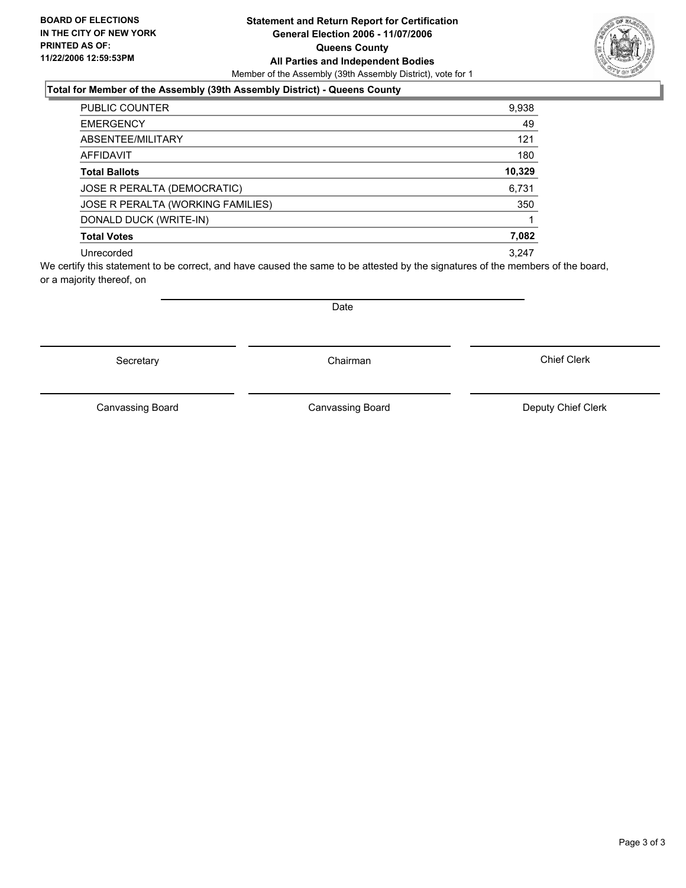**BOARD OF ELECTIONS IN THE CITY OF NEW YORK PRINTED AS OF: 11/22/2006 12:59:53PM**

**Statement and Return Report for Certification**
**General Election 2006 - 11/07/2006**
**Queens County**
**All Parties and Independent Bodies**
Member of the Assembly (39th Assembly District), vote for 1

**Total for Member of the Assembly (39th Assembly District) - Queens County**

| | |
|---|---|
| PUBLIC COUNTER | 9,938 |
| EMERGENCY | 49 |
| ABSENTEE/MILITARY | 121 |
| AFFIDAVIT | 180 |
| **Total Ballots** | **10,329** |
| JOSE R PERALTA (DEMOCRATIC) | 6,731 |
| JOSE R PERALTA (WORKING FAMILIES) | 350 |
| DONALD DUCK (WRITE-IN) | 1 |
| **Total Votes** | **7,082** |
| Unrecorded | 3,247 |

We certify this statement to be correct, and have caused the same to be attested by the signatures of the members of the board, or a majority thereof, on

Date

Secretary | Chairman | Chief Clerk

Canvassing Board | Canvassing Board | Deputy Chief Clerk